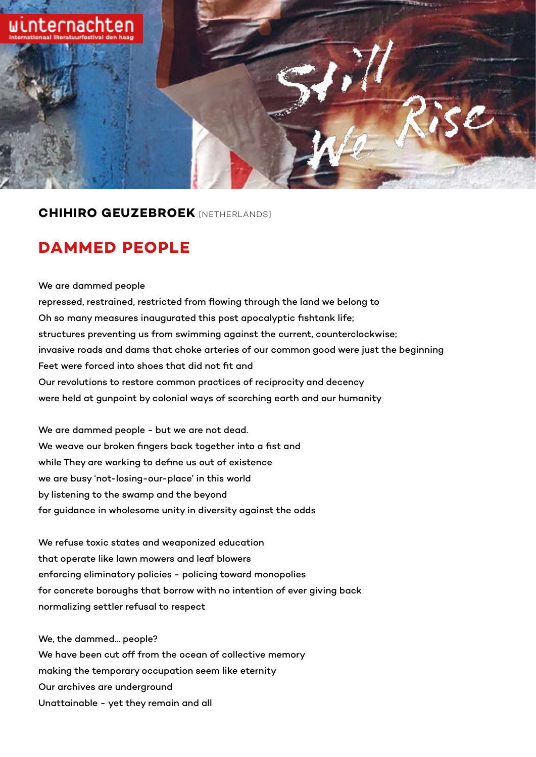**CHIHIRO GEUZEBROEK** [NETHERLANDS]

# DAMMED PEOPLE

We are dammed people  
repressed, restrained, restricted from flowing through the land we belong to  
Oh so many measures inaugurated this post apocalyptic fishtank life;  
structures preventing us from swimming against the current, counterclockwise;  
invasive roads and dams that choke arteries of our common good were just the beginning  
Feet were forced into shoes that did not fit and  
Our revolutions to restore common practices of reciprocity and decency  
were held at gunpoint by colonial ways of scorching earth and our humanity

We are dammed people - but we are not dead.  
We weave our broken fingers back together into a fist and  
while They are working to define us out of existence  
we are busy 'not-losing-our-place' in this world  
by listening to the swamp and the beyond  
for guidance in wholesome unity in diversity against the odds

We refuse toxic states and weaponized education  
that operate like lawn mowers and leaf blowers  
enforcing eliminatory policies - policing toward monopolies  
for concrete boroughs that borrow with no intention of ever giving back  
normalizing settler refusal to respect

We, the dammed... people?  
We have been cut off from the ocean of collective memory  
making the temporary occupation seem like eternity  
Our archives are underground  
Unattainable - yet they remain and all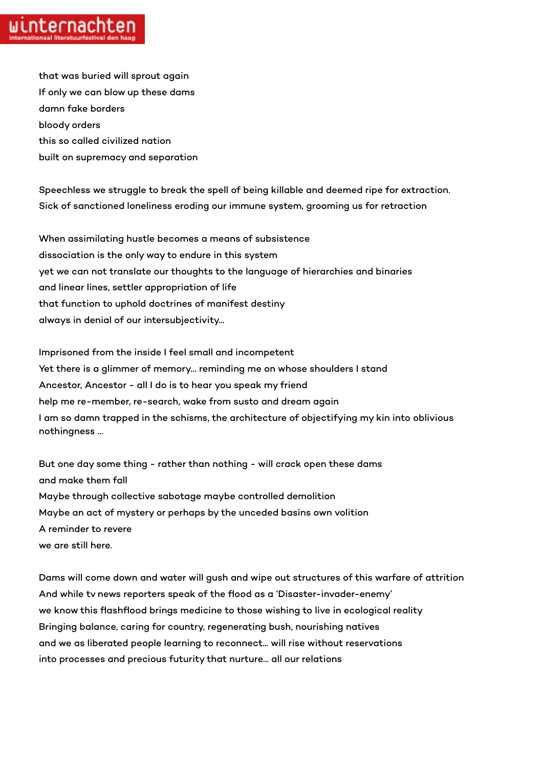that was buried will sprout again  
If only we can blow up these dams  
damn fake borders  
bloody orders  
this so called civilized nation  
built on supremacy and separation

Speechless we struggle to break the spell of being killable and deemed ripe for extraction.  
Sick of sanctioned loneliness eroding our immune system, grooming us for retraction

When assimilating hustle becomes a means of subsistence  
dissociation is the only way to endure in this system  
yet we can not translate our thoughts to the language of hierarchies and binaries  
and linear lines, settler appropriation of life  
that function to uphold doctrines of manifest destiny  
always in denial of our intersubjectivity...

Imprisoned from the inside I feel small and incompetent  
Yet there is a glimmer of memory... reminding me on whose shoulders I stand  
Ancestor, Ancestor - all I do is to hear you speak my friend  
help me re-member, re-search, wake from susto and dream again  
I am so damn trapped in the schisms, the architecture of objectifying my kin into oblivious nothingness ...

But one day some thing - rather than nothing - will crack open these dams  
and make them fall  
Maybe through collective sabotage maybe controlled demolition  
Maybe an act of mystery or perhaps by the unceded basins own volition  
A reminder to revere  
we are still here.

Dams will come down and water will gush and wipe out structures of this warfare of attrition  
And while tv news reporters speak of the flood as a 'Disaster-invader-enemy'  
we know this flashflood brings medicine to those wishing to live in ecological reality  
Bringing balance, caring for country, regenerating bush, nourishing natives  
and we as liberated people learning to reconnect... will rise without reservations  
into processes and precious futurity that nurture... all our relations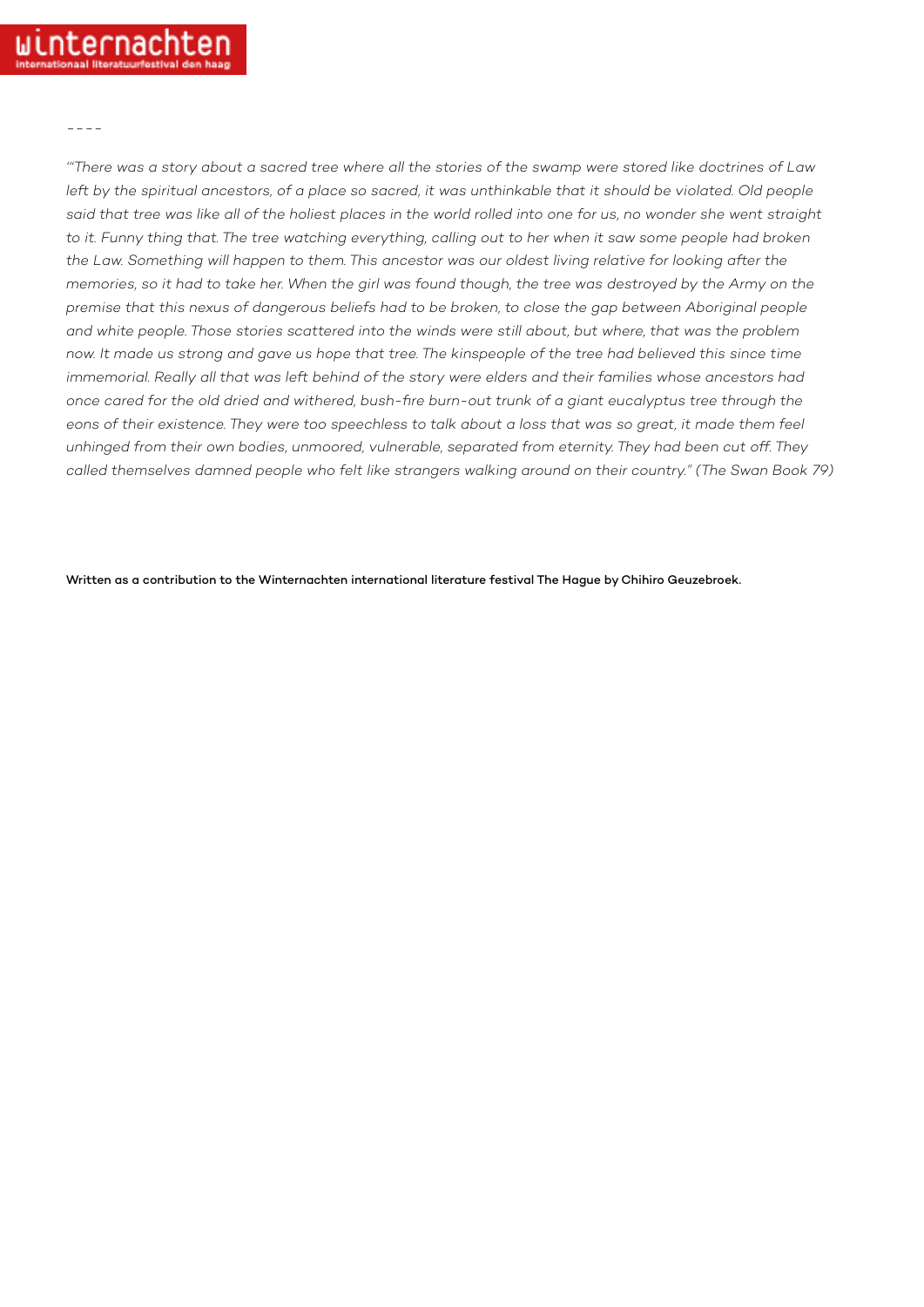----

*"'There was a story about a sacred tree where all the stories of the swamp were stored like doctrines of Law left by the spiritual ancestors, of a place so sacred, it was unthinkable that it should be violated. Old people said that tree was like all of the holiest places in the world rolled into one for us, no wonder she went straight to it. Funny thing that. The tree watching everything, calling out to her when it saw some people had broken the Law. Something will happen to them. This ancestor was our oldest living relative for looking after the memories, so it had to take her. When the girl was found though, the tree was destroyed by the Army on the premise that this nexus of dangerous beliefs had to be broken, to close the gap between Aboriginal people and white people. Those stories scattered into the winds were still about, but where, that was the problem now. It made us strong and gave us hope that tree. The kinspeople of the tree had believed this since time immemorial. Really all that was left behind of the story were elders and their families whose ancestors had once cared for the old dried and withered, bush-fire burn-out trunk of a giant eucalyptus tree through the eons of their existence. They were too speechless to talk about a loss that was so great, it made them feel unhinged from their own bodies, unmoored, vulnerable, separated from eternity. They had been cut off. They called themselves damned people who felt like strangers walking around on their country." (The Swan Book 79)*

**Written as a contribution to the Winternachten international literature festival The Hague by Chihiro Geuzebroek.**